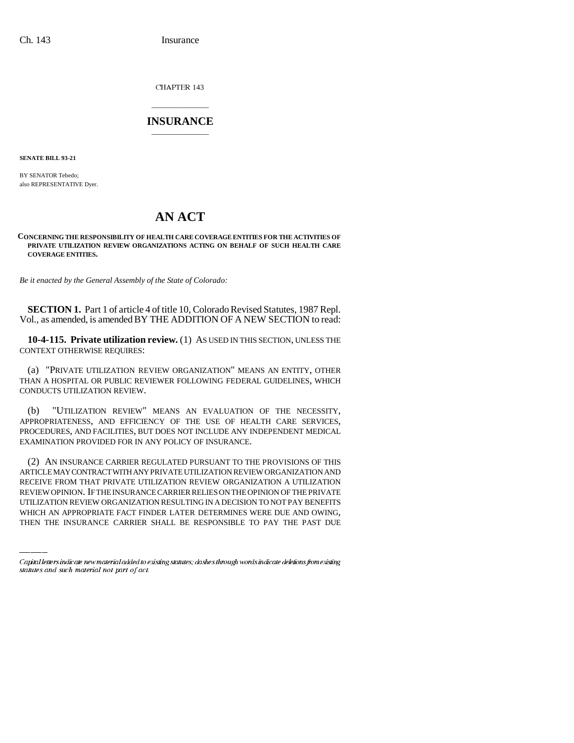CHAPTER 143

# INSURANCE

**SENATE BILL 93-21**

BY SENATOR Tebedo;
also REPRESENTATIVE Dyer.

# AN ACT

**CONCERNING THE RESPONSIBILITY OF HEALTH CARE COVERAGE ENTITIES FOR THE ACTIVITIES OF PRIVATE UTILIZATION REVIEW ORGANIZATIONS ACTING ON BEHALF OF SUCH HEALTH CARE COVERAGE ENTITIES.**

*Be it enacted by the General Assembly of the State of Colorado:*

**SECTION 1.** Part 1 of article 4 of title 10, Colorado Revised Statutes, 1987 Repl. Vol., as amended, is amended BY THE ADDITION OF A NEW SECTION to read:

**10-4-115. Private utilization review.** (1) AS USED IN THIS SECTION, UNLESS THE CONTEXT OTHERWISE REQUIRES:

(a) "PRIVATE UTILIZATION REVIEW ORGANIZATION" MEANS AN ENTITY, OTHER THAN A HOSPITAL OR PUBLIC REVIEWER FOLLOWING FEDERAL GUIDELINES, WHICH CONDUCTS UTILIZATION REVIEW.

(b) "UTILIZATION REVIEW" MEANS AN EVALUATION OF THE NECESSITY, APPROPRIATENESS, AND EFFICIENCY OF THE USE OF HEALTH CARE SERVICES, PROCEDURES, AND FACILITIES, BUT DOES NOT INCLUDE ANY INDEPENDENT MEDICAL EXAMINATION PROVIDED FOR IN ANY POLICY OF INSURANCE.

(2) AN INSURANCE CARRIER REGULATED PURSUANT TO THE PROVISIONS OF THIS ARTICLE MAY CONTRACT WITH ANY PRIVATE UTILIZATION REVIEW ORGANIZATION AND RECEIVE FROM THAT PRIVATE UTILIZATION REVIEW ORGANIZATION A UTILIZATION REVIEW OPINION. IF THE INSURANCE CARRIER RELIES ON THE OPINION OF THE PRIVATE UTILIZATION REVIEW ORGANIZATION RESULTING IN A DECISION TO NOT PAY BENEFITS WHICH AN APPROPRIATE FACT FINDER LATER DETERMINES WERE DUE AND OWING, THEN THE INSURANCE CARRIER SHALL BE RESPONSIBLE TO PAY THE PAST DUE

Capital letters indicate new material added to existing statutes; dashes through words indicate deletions from existing statutes and such material not part of act.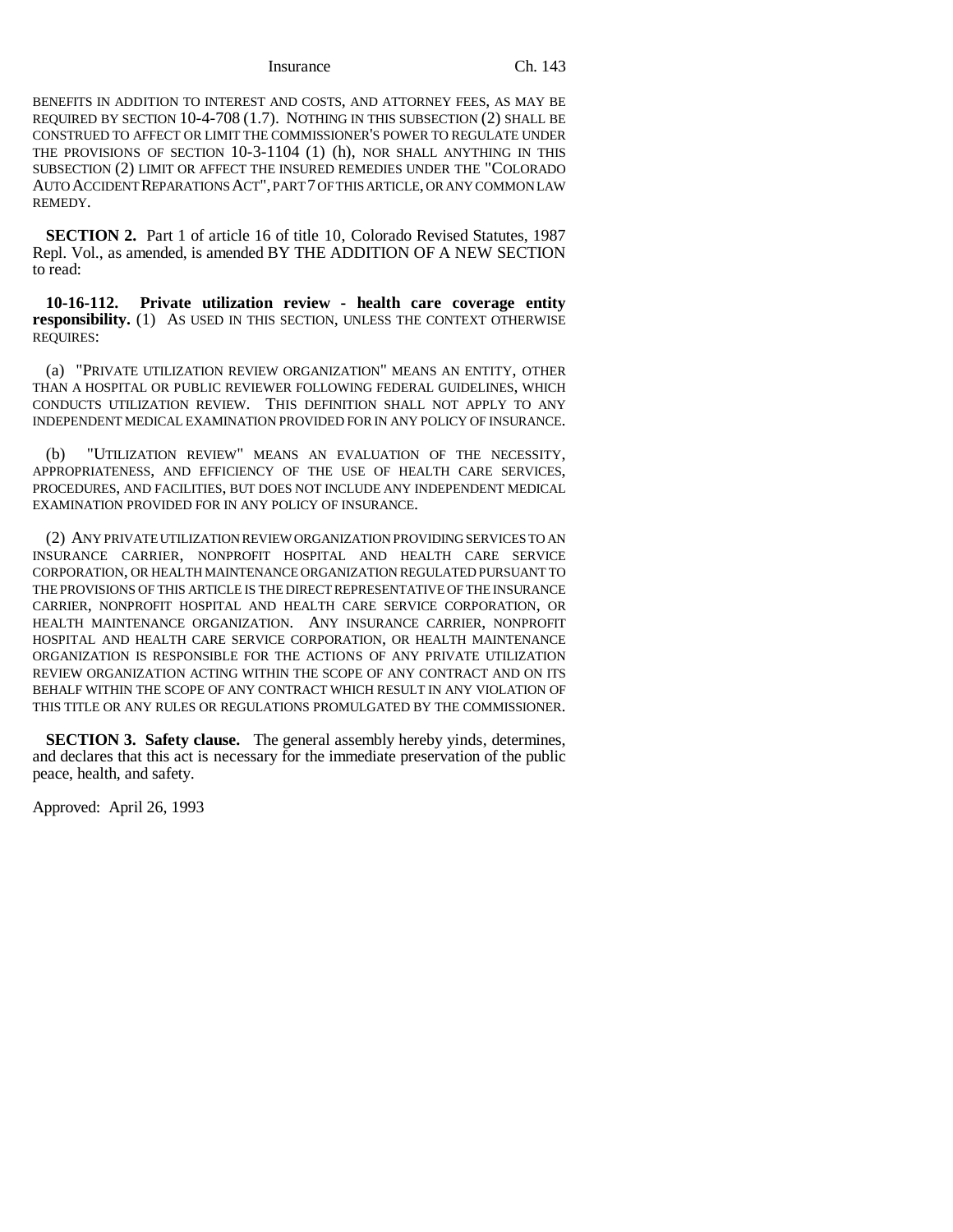BENEFITS IN ADDITION TO INTEREST AND COSTS, AND ATTORNEY FEES, AS MAY BE REQUIRED BY SECTION 10-4-708 (1.7). NOTHING IN THIS SUBSECTION (2) SHALL BE CONSTRUED TO AFFECT OR LIMIT THE COMMISSIONER'S POWER TO REGULATE UNDER THE PROVISIONS OF SECTION 10-3-1104 (1) (h), NOR SHALL ANYTHING IN THIS SUBSECTION (2) LIMIT OR AFFECT THE INSURED REMEDIES UNDER THE "COLORADO AUTO ACCIDENT REPARATIONS ACT", PART 7 OF THIS ARTICLE, OR ANY COMMON LAW REMEDY.

**SECTION 2.** Part 1 of article 16 of title 10, Colorado Revised Statutes, 1987 Repl. Vol., as amended, is amended BY THE ADDITION OF A NEW SECTION to read:

**10-16-112. Private utilization review - health care coverage entity responsibility.** (1) AS USED IN THIS SECTION, UNLESS THE CONTEXT OTHERWISE REQUIRES:

(a) "PRIVATE UTILIZATION REVIEW ORGANIZATION" MEANS AN ENTITY, OTHER THAN A HOSPITAL OR PUBLIC REVIEWER FOLLOWING FEDERAL GUIDELINES, WHICH CONDUCTS UTILIZATION REVIEW. THIS DEFINITION SHALL NOT APPLY TO ANY INDEPENDENT MEDICAL EXAMINATION PROVIDED FOR IN ANY POLICY OF INSURANCE.

(b) "UTILIZATION REVIEW" MEANS AN EVALUATION OF THE NECESSITY, APPROPRIATENESS, AND EFFICIENCY OF THE USE OF HEALTH CARE SERVICES, PROCEDURES, AND FACILITIES, BUT DOES NOT INCLUDE ANY INDEPENDENT MEDICAL EXAMINATION PROVIDED FOR IN ANY POLICY OF INSURANCE.

(2) ANY PRIVATE UTILIZATION REVIEW ORGANIZATION PROVIDING SERVICES TO AN INSURANCE CARRIER, NONPROFIT HOSPITAL AND HEALTH CARE SERVICE CORPORATION, OR HEALTH MAINTENANCE ORGANIZATION REGULATED PURSUANT TO THE PROVISIONS OF THIS ARTICLE IS THE DIRECT REPRESENTATIVE OF THE INSURANCE CARRIER, NONPROFIT HOSPITAL AND HEALTH CARE SERVICE CORPORATION, OR HEALTH MAINTENANCE ORGANIZATION. ANY INSURANCE CARRIER, NONPROFIT HOSPITAL AND HEALTH CARE SERVICE CORPORATION, OR HEALTH MAINTENANCE ORGANIZATION IS RESPONSIBLE FOR THE ACTIONS OF ANY PRIVATE UTILIZATION REVIEW ORGANIZATION ACTING WITHIN THE SCOPE OF ANY CONTRACT AND ON ITS BEHALF WITHIN THE SCOPE OF ANY CONTRACT WHICH RESULT IN ANY VIOLATION OF THIS TITLE OR ANY RULES OR REGULATIONS PROMULGATED BY THE COMMISSIONER.

**SECTION 3. Safety clause.** The general assembly hereby yinds, determines, and declares that this act is necessary for the immediate preservation of the public peace, health, and safety.

Approved: April 26, 1993